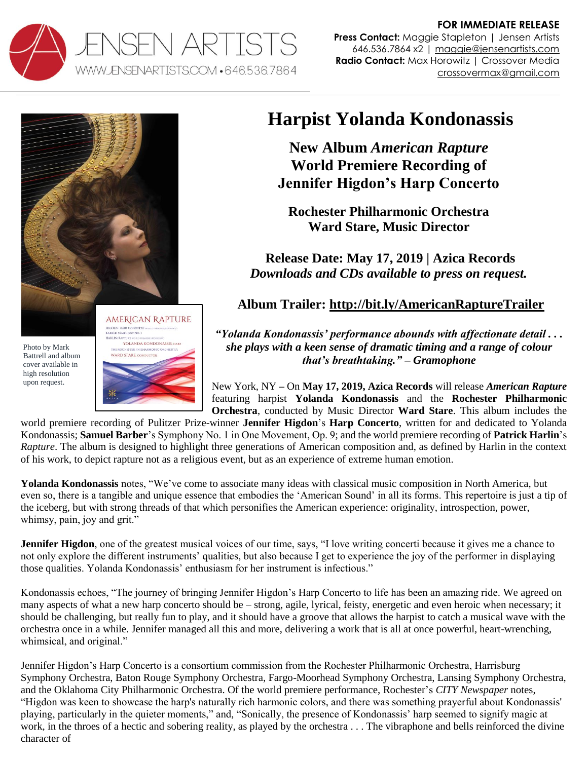**FOR IMMEDIATE RELEASE**
**Press Contact:** Maggie Stapleton | Jensen Artists
646.536.7864 x2 | maggie@jensenartists.com
**Radio Contact:** Max Horowitz | Crossover Media
crossovermax@gmail.com

JENSEN ARTISTS
WWW.JENSENARTISTS.COM • 646.536.7864

Photo by Mark Battrell and album cover available in high resolution upon request.

# Harpist Yolanda Kondonassis

## New Album *American Rapture*
## World Premiere Recording of Jennifer Higdon's Harp Concerto

### Rochester Philharmonic Orchestra
### Ward Stare, Music Director

### Release Date: May 17, 2019 | Azica Records
### *Downloads and CDs available to press on request.*

### Album Trailer: http://bit.ly/AmericanRaptureTrailer

***"Yolanda Kondonassis' performance abounds with affectionate detail . . . she plays with a keen sense of dramatic timing and a range of colour that's breathtaking." – Gramophone***

New York, NY – On **May 17, 2019, Azica Records** will release ***American Rapture*** featuring harpist **Yolanda Kondonassis** and the **Rochester Philharmonic Orchestra**, conducted by Music Director **Ward Stare**. This album includes the world premiere recording of Pulitzer Prize-winner **Jennifer Higdon**'s **Harp Concerto**, written for and dedicated to Yolanda Kondonassis; **Samuel Barber**'s Symphony No. 1 in One Movement, Op. 9; and the world premiere recording of **Patrick Harlin**'s *Rapture*. The album is designed to highlight three generations of American composition and, as defined by Harlin in the context of his work, to depict rapture not as a religious event, but as an experience of extreme human emotion.

**Yolanda Kondonassis** notes, "We've come to associate many ideas with classical music composition in North America, but even so, there is a tangible and unique essence that embodies the 'American Sound' in all its forms. This repertoire is just a tip of the iceberg, but with strong threads of that which personifies the American experience: originality, introspection, power, whimsy, pain, joy and grit."

**Jennifer Higdon**, one of the greatest musical voices of our time, says, "I love writing concerti because it gives me a chance to not only explore the different instruments' qualities, but also because I get to experience the joy of the performer in displaying those qualities. Yolanda Kondonassis' enthusiasm for her instrument is infectious."

Kondonassis echoes, "The journey of bringing Jennifer Higdon's Harp Concerto to life has been an amazing ride. We agreed on many aspects of what a new harp concerto should be – strong, agile, lyrical, feisty, energetic and even heroic when necessary; it should be challenging, but really fun to play, and it should have a groove that allows the harpist to catch a musical wave with the orchestra once in a while. Jennifer managed all this and more, delivering a work that is all at once powerful, heart-wrenching, whimsical, and original."

Jennifer Higdon's Harp Concerto is a consortium commission from the Rochester Philharmonic Orchestra, Harrisburg Symphony Orchestra, Baton Rouge Symphony Orchestra, Fargo-Moorhead Symphony Orchestra, Lansing Symphony Orchestra, and the Oklahoma City Philharmonic Orchestra. Of the world premiere performance, Rochester's *CITY Newspaper* notes, "Higdon was keen to showcase the harp's naturally rich harmonic colors, and there was something prayerful about Kondonassis' playing, particularly in the quieter moments," and, "Sonically, the presence of Kondonassis' harp seemed to signify magic at work, in the throes of a hectic and sobering reality, as played by the orchestra . . . The vibraphone and bells reinforced the divine character of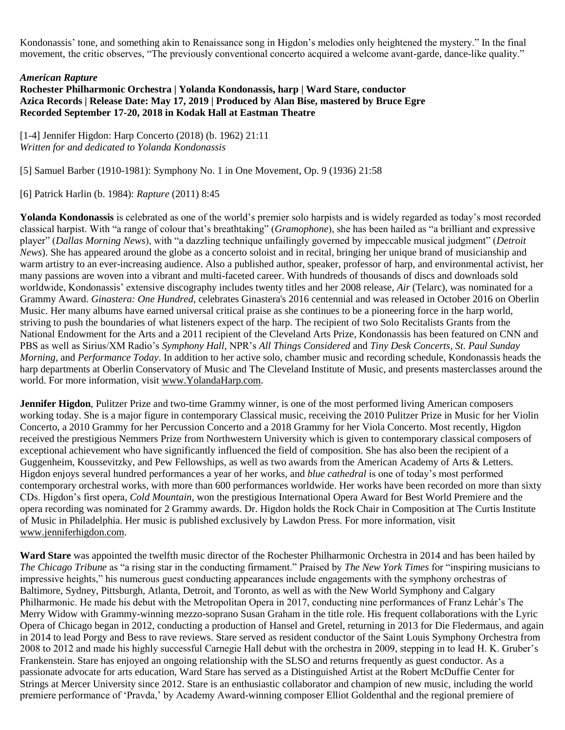Kondonassis' tone, and something akin to Renaissance song in Higdon's melodies only heightened the mystery." In the final movement, the critic observes, "The previously conventional concerto acquired a welcome avant-garde, dance-like quality."

***American Rapture***
**Rochester Philharmonic Orchestra | Yolanda Kondonassis, harp | Ward Stare, conductor**
**Azica Records | Release Date: May 17, 2019 | Produced by Alan Bise, mastered by Bruce Egre**
**Recorded September 17-20, 2018 in Kodak Hall at Eastman Theatre**

[1-4] Jennifer Higdon: Harp Concerto (2018) (b. 1962) 21:11
*Written for and dedicated to Yolanda Kondonassis*

[5] Samuel Barber (1910-1981): Symphony No. 1 in One Movement, Op. 9 (1936) 21:58

[6] Patrick Harlin (b. 1984): *Rapture* (2011) 8:45

**Yolanda Kondonassis** is celebrated as one of the world's premier solo harpists and is widely regarded as today's most recorded classical harpist. With "a range of colour that's breathtaking" (*Gramophone*), she has been hailed as "a brilliant and expressive player" (*Dallas Morning News*), with "a dazzling technique unfailingly governed by impeccable musical judgment" (*Detroit News*). She has appeared around the globe as a concerto soloist and in recital, bringing her unique brand of musicianship and warm artistry to an ever-increasing audience. Also a published author, speaker, professor of harp, and environmental activist, her many passions are woven into a vibrant and multi-faceted career. With hundreds of thousands of discs and downloads sold worldwide, Kondonassis' extensive discography includes twenty titles and her 2008 release, *Air* (Telarc), was nominated for a Grammy Award. *Ginastera: One Hundred*, celebrates Ginastera's 2016 centennial and was released in October 2016 on Oberlin Music. Her many albums have earned universal critical praise as she continues to be a pioneering force in the harp world, striving to push the boundaries of what listeners expect of the harp. The recipient of two Solo Recitalists Grants from the National Endowment for the Arts and a 2011 recipient of the Cleveland Arts Prize, Kondonassis has been featured on CNN and PBS as well as Sirius/XM Radio's *Symphony Hall*, NPR's *All Things Considered* and *Tiny Desk Concerts, St. Paul Sunday Morning,* and *Performance Today*. In addition to her active solo, chamber music and recording schedule, Kondonassis heads the harp departments at Oberlin Conservatory of Music and The Cleveland Institute of Music, and presents masterclasses around the world. For more information, visit www.YolandaHarp.com.

**Jennifer Higdon**, Pulitzer Prize and two-time Grammy winner, is one of the most performed living American composers working today. She is a major figure in contemporary Classical music, receiving the 2010 Pulitzer Prize in Music for her Violin Concerto, a 2010 Grammy for her Percussion Concerto and a 2018 Grammy for her Viola Concerto. Most recently, Higdon received the prestigious Nemmers Prize from Northwestern University which is given to contemporary classical composers of exceptional achievement who have significantly influenced the field of composition. She has also been the recipient of a Guggenheim, Koussevitzky, and Pew Fellowships, as well as two awards from the American Academy of Arts & Letters. Higdon enjoys several hundred performances a year of her works, and *blue cathedral* is one of today's most performed contemporary orchestral works, with more than 600 performances worldwide. Her works have been recorded on more than sixty CDs. Higdon's first opera, *Cold Mountain*, won the prestigious International Opera Award for Best World Premiere and the opera recording was nominated for 2 Grammy awards. Dr. Higdon holds the Rock Chair in Composition at The Curtis Institute of Music in Philadelphia. Her music is published exclusively by Lawdon Press. For more information, visit www.jenniferhigdon.com.

**Ward Stare** was appointed the twelfth music director of the Rochester Philharmonic Orchestra in 2014 and has been hailed by *The Chicago Tribune* as "a rising star in the conducting firmament." Praised by *The New York Times* for "inspiring musicians to impressive heights," his numerous guest conducting appearances include engagements with the symphony orchestras of Baltimore, Sydney, Pittsburgh, Atlanta, Detroit, and Toronto, as well as with the New World Symphony and Calgary Philharmonic. He made his debut with the Metropolitan Opera in 2017, conducting nine performances of Franz Lehár's The Merry Widow with Grammy-winning mezzo-soprano Susan Graham in the title role. His frequent collaborations with the Lyric Opera of Chicago began in 2012, conducting a production of Hansel and Gretel, returning in 2013 for Die Fledermaus, and again in 2014 to lead Porgy and Bess to rave reviews. Stare served as resident conductor of the Saint Louis Symphony Orchestra from 2008 to 2012 and made his highly successful Carnegie Hall debut with the orchestra in 2009, stepping in to lead H. K. Gruber's Frankenstein. Stare has enjoyed an ongoing relationship with the SLSO and returns frequently as guest conductor. As a passionate advocate for arts education, Ward Stare has served as a Distinguished Artist at the Robert McDuffie Center for Strings at Mercer University since 2012. Stare is an enthusiastic collaborator and champion of new music, including the world premiere performance of 'Pravda,' by Academy Award-winning composer Elliot Goldenthal and the regional premiere of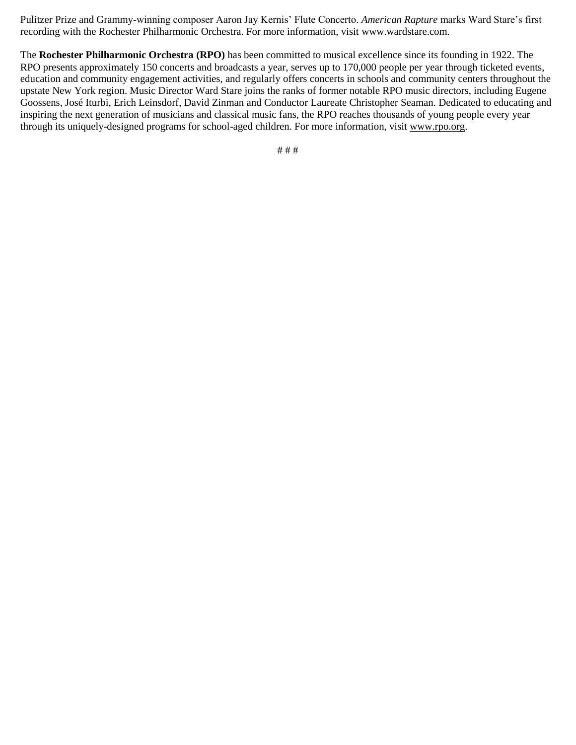Pulitzer Prize and Grammy-winning composer Aaron Jay Kernis' Flute Concerto. *American Rapture* marks Ward Stare's first recording with the Rochester Philharmonic Orchestra. For more information, visit www.wardstare.com.

The **Rochester Philharmonic Orchestra (RPO)** has been committed to musical excellence since its founding in 1922. The RPO presents approximately 150 concerts and broadcasts a year, serves up to 170,000 people per year through ticketed events, education and community engagement activities, and regularly offers concerts in schools and community centers throughout the upstate New York region. Music Director Ward Stare joins the ranks of former notable RPO music directors, including Eugene Goossens, José Iturbi, Erich Leinsdorf, David Zinman and Conductor Laureate Christopher Seaman. Dedicated to educating and inspiring the next generation of musicians and classical music fans, the RPO reaches thousands of young people every year through its uniquely-designed programs for school-aged children. For more information, visit www.rpo.org.

# # #